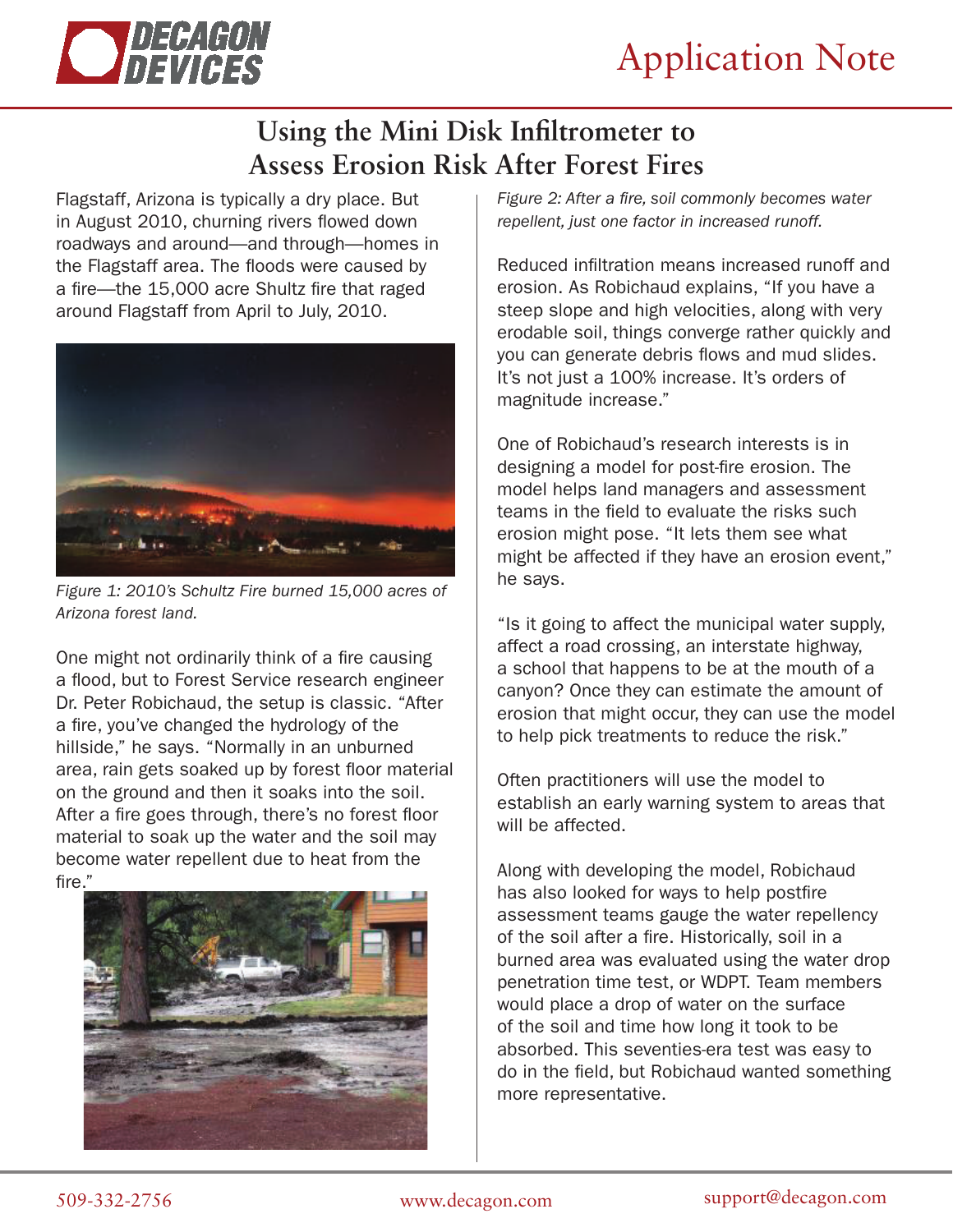Application Note

# Using the Mini Disk Infiltrometer to Assess Erosion Risk After Forest Fires

Flagstaff, Arizona is typically a dry place. But in August 2010, churning rivers flowed down roadways and around—and through—homes in the Flagstaff area. The floods were caused by a fire—the 15,000 acre Shultz fire that raged around Flagstaff from April to July, 2010.

*Figure 1: 2010's Schultz Fire burned 15,000 acres of Arizona forest land.*

One might not ordinarily think of a fire causing a flood, but to Forest Service research engineer Dr. Peter Robichaud, the setup is classic. "After a fire, you've changed the hydrology of the hillside," he says. "Normally in an unburned area, rain gets soaked up by forest floor material on the ground and then it soaks into the soil. After a fire goes through, there's no forest floor material to soak up the water and the soil may become water repellent due to heat from the fire."

*Figure 2: After a fire, soil commonly becomes water repellent, just one factor in increased runoff.*

Reduced infiltration means increased runoff and erosion. As Robichaud explains, "If you have a steep slope and high velocities, along with very erodable soil, things converge rather quickly and you can generate debris flows and mud slides. It's not just a 100% increase. It's orders of magnitude increase."

One of Robichaud's research interests is in designing a model for post-fire erosion. The model helps land managers and assessment teams in the field to evaluate the risks such erosion might pose. "It lets them see what might be affected if they have an erosion event," he says.

"Is it going to affect the municipal water supply, affect a road crossing, an interstate highway, a school that happens to be at the mouth of a canyon? Once they can estimate the amount of erosion that might occur, they can use the model to help pick treatments to reduce the risk."

Often practitioners will use the model to establish an early warning system to areas that will be affected.

Along with developing the model, Robichaud has also looked for ways to help postfire assessment teams gauge the water repellency of the soil after a fire. Historically, soil in a burned area was evaluated using the water drop penetration time test, or WDPT. Team members would place a drop of water on the surface of the soil and time how long it took to be absorbed. This seventies-era test was easy to do in the field, but Robichaud wanted something more representative.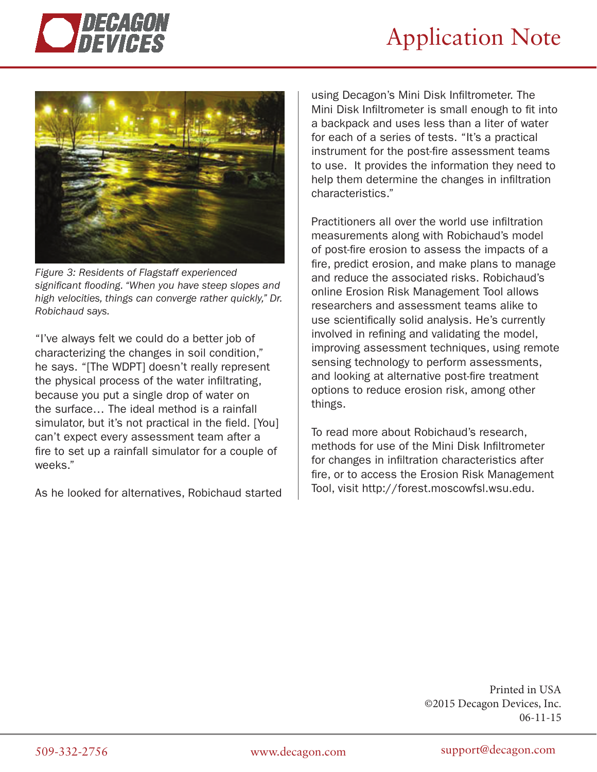*Figure 3: Residents of Flagstaff experienced significant flooding. "When you have steep slopes and high velocities, things can converge rather quickly," Dr. Robichaud says.*

"I've always felt we could do a better job of characterizing the changes in soil condition," he says. "[The WDPT] doesn't really represent the physical process of the water infiltrating, because you put a single drop of water on the surface… The ideal method is a rainfall simulator, but it's not practical in the field. [You] can't expect every assessment team after a fire to set up a rainfall simulator for a couple of weeks."

As he looked for alternatives, Robichaud started using Decagon's Mini Disk Infiltrometer. The Mini Disk Infiltrometer is small enough to fit into a backpack and uses less than a liter of water for each of a series of tests. "It's a practical instrument for the post-fire assessment teams to use. It provides the information they need to help them determine the changes in infiltration characteristics."

Practitioners all over the world use infiltration measurements along with Robichaud's model of post-fire erosion to assess the impacts of a fire, predict erosion, and make plans to manage and reduce the associated risks. Robichaud's online Erosion Risk Management Tool allows researchers and assessment teams alike to use scientifically solid analysis. He's currently involved in refining and validating the model, improving assessment techniques, using remote sensing technology to perform assessments, and looking at alternative post-fire treatment options to reduce erosion risk, among other things.

To read more about Robichaud's research, methods for use of the Mini Disk Infiltrometer for changes in infiltration characteristics after fire, or to access the Erosion Risk Management Tool, visit http://forest.moscowfsl.wsu.edu.

Printed in USA
©2015 Decagon Devices, Inc.
06-11-15